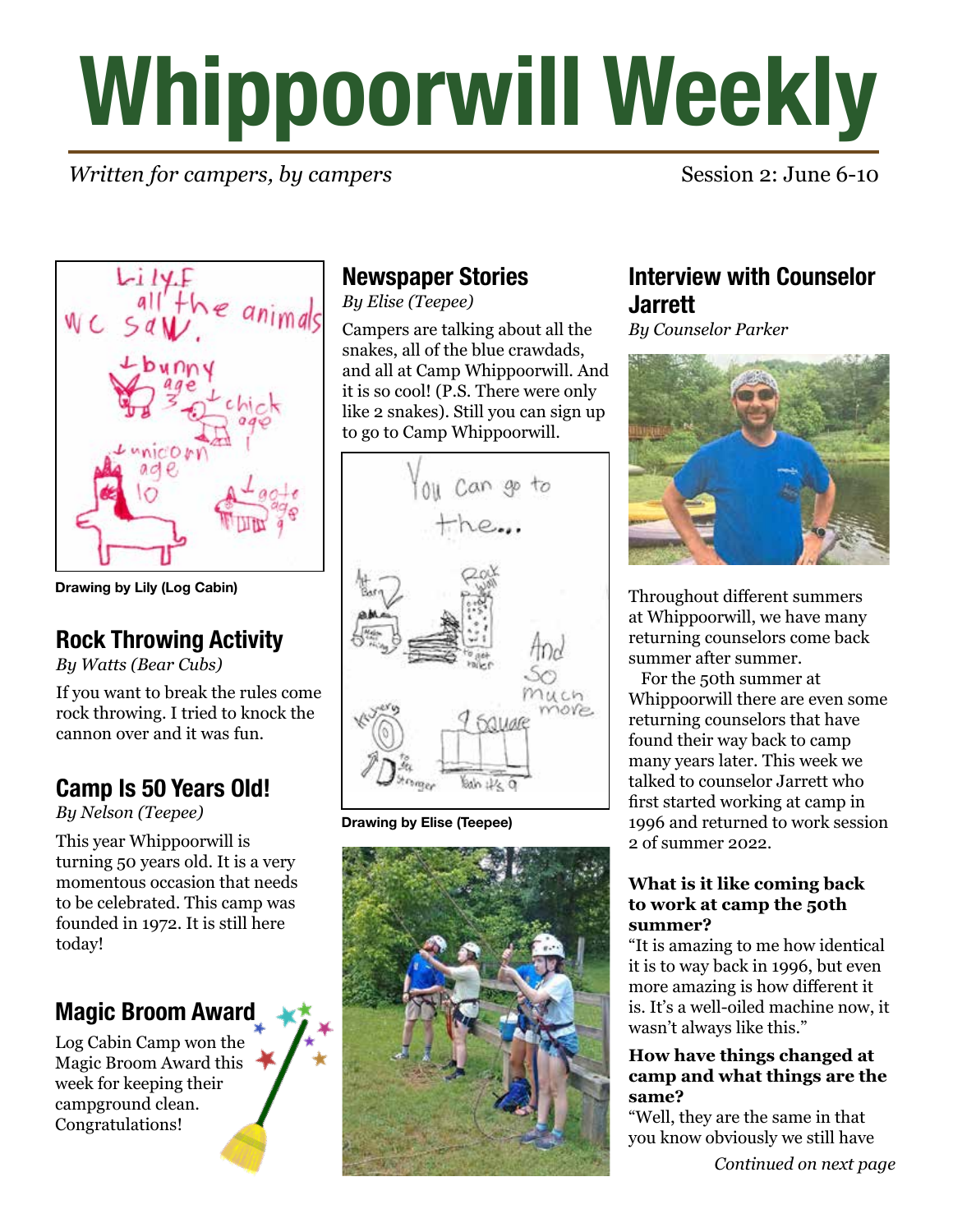# Whippoorwill Weekly

*Written for campers, by campers*

Session 2: June 6-10

Drawing by Lily (Log Cabin)

## Rock Throwing Activity

*By Watts (Bear Cubs)*

If you want to break the rules come rock throwing. I tried to knock the cannon over and it was fun.

## Camp Is 50 Years Old!

*By Nelson (Teepee)*

This year Whippoorwill is turning 50 years old. It is a very momentous occasion that needs to be celebrated. This camp was founded in 1972. It is still here today!

## Magic Broom Award

Log Cabin Camp won the Magic Broom Award this week for keeping their campground clean. Congratulations!

## Newspaper Stories

*By Elise (Teepee)*

Campers are talking about all the snakes, all of the blue crawdads, and all at Camp Whippoorwill. And it is so cool! (P.S. There were only like 2 snakes). Still you can sign up to go to Camp Whippoorwill.

Drawing by Elise (Teepee)

## Interview with Counselor Jarrett

*By Counselor Parker*

Throughout different summers at Whippoorwill, we have many returning counselors come back summer after summer.

For the 50th summer at Whippoorwill there are even some returning counselors that have found their way back to camp many years later. This week we talked to counselor Jarrett who first started working at camp in 1996 and returned to work session 2 of summer 2022.

**What is it like coming back to work at camp the 50th summer?**

"It is amazing to me how identical it is to way back in 1996, but even more amazing is how different it is. It's a well-oiled machine now, it wasn't always like this."

**How have things changed at camp and what things are the same?**

"Well, they are the same in that you know obviously we still have

*Continued on next page*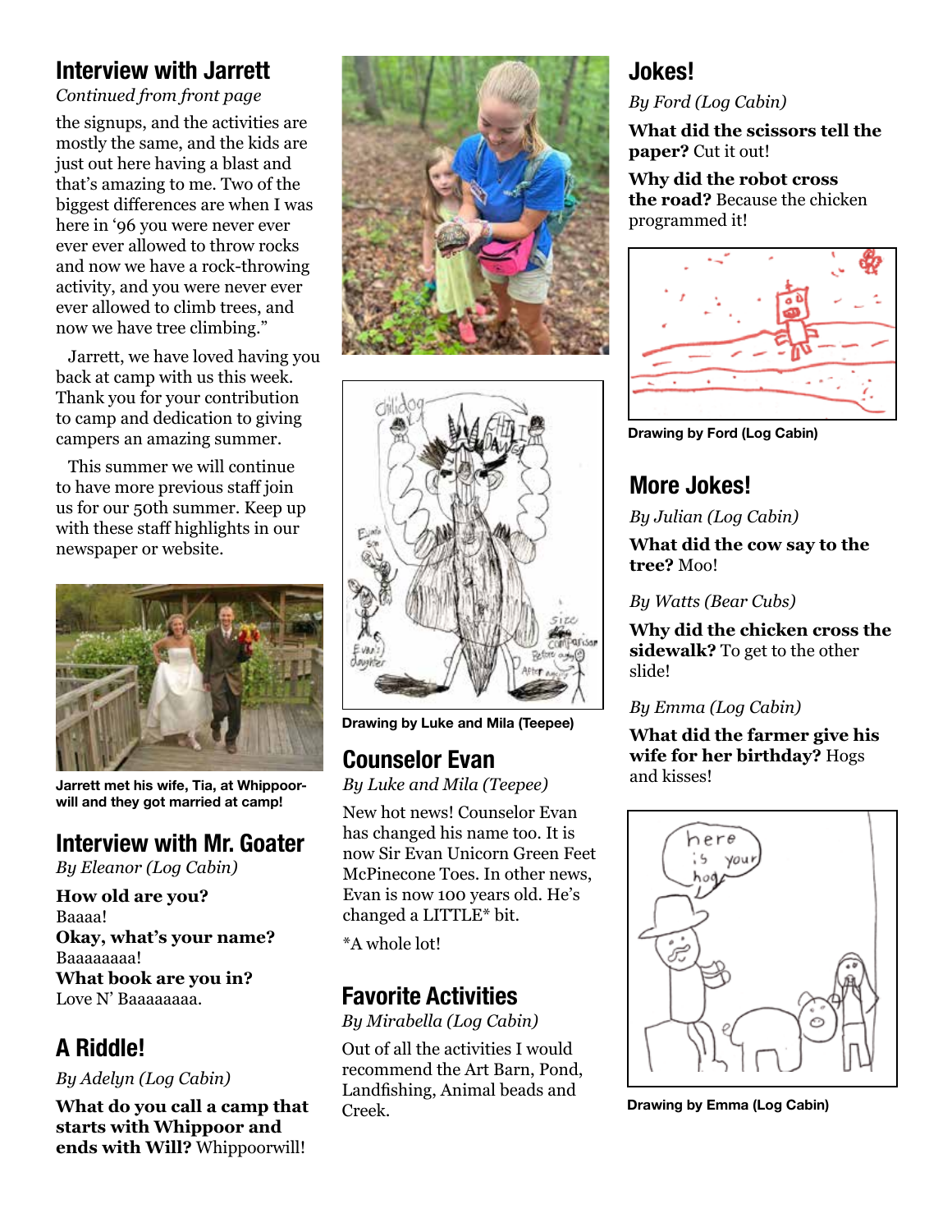## Interview with Jarrett

*Continued from front page*

the signups, and the activities are mostly the same, and the kids are just out here having a blast and that's amazing to me. Two of the biggest differences are when I was here in '96 you were never ever ever ever allowed to throw rocks and now we have a rock-throwing activity, and you were never ever ever allowed to climb trees, and now we have tree climbing."

Jarrett, we have loved having you back at camp with us this week. Thank you for your contribution to camp and dedication to giving campers an amazing summer.

This summer we will continue to have more previous staff join us for our 50th summer. Keep up with these staff highlights in our newspaper or website.

Jarrett met his wife, Tia, at Whippoorwill and they got married at camp!

## Interview with Mr. Goater

*By Eleanor (Log Cabin)*

**How old are you?**
Baaaa!
**Okay, what's your name?**
Baaaaaaaa!
**What book are you in?**
Love N' Baaaaaaaa.

## A Riddle!

*By Adelyn (Log Cabin)*

**What do you call a camp that starts with Whippoor and ends with Will?** Whippoorwill!

Drawing by Luke and Mila (Teepee)

## Counselor Evan

*By Luke and Mila (Teepee)*

New hot news! Counselor Evan has changed his name too. It is now Sir Evan Unicorn Green Feet McPinecone Toes. In other news, Evan is now 100 years old. He's changed a LITTLE* bit.

*A whole lot!

## Favorite Activities

*By Mirabella (Log Cabin)*

Out of all the activities I would recommend the Art Barn, Pond, Landfishing, Animal beads and Creek.

## Jokes!

*By Ford (Log Cabin)*

**What did the scissors tell the paper?** Cut it out!

**Why did the robot cross the road?** Because the chicken programmed it!

Drawing by Ford (Log Cabin)

## More Jokes!

*By Julian (Log Cabin)*

**What did the cow say to the tree?** Moo!

*By Watts (Bear Cubs)*

**Why did the chicken cross the sidewalk?** To get to the other slide!

*By Emma (Log Cabin)*

**What did the farmer give his wife for her birthday?** Hogs and kisses!

Drawing by Emma (Log Cabin)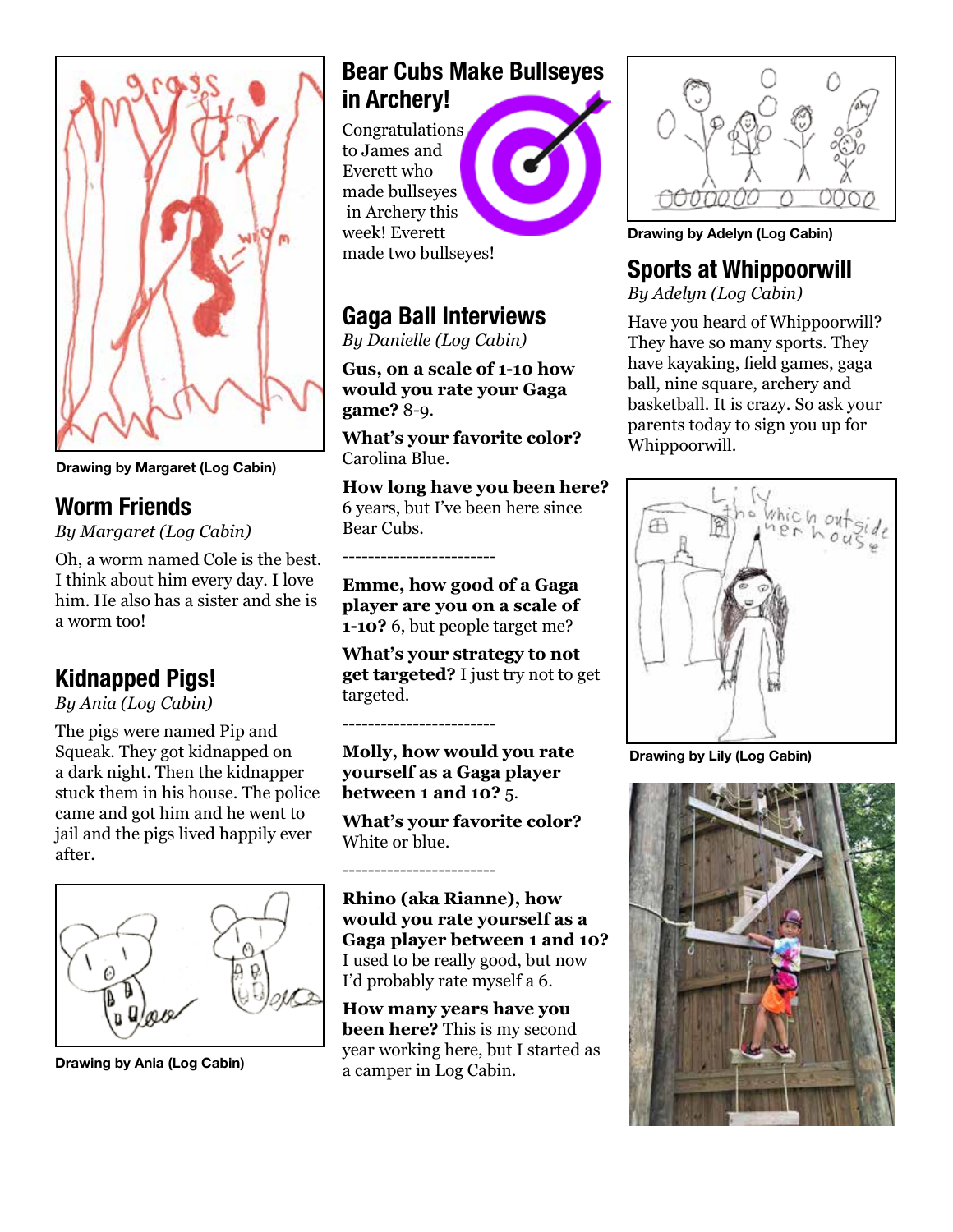Drawing by Margaret (Log Cabin)

## Worm Friends

*By Margaret (Log Cabin)*

Oh, a worm named Cole is the best. I think about him every day. I love him. He also has a sister and she is a worm too!

## Kidnapped Pigs!

*By Ania (Log Cabin)*

The pigs were named Pip and Squeak. They got kidnapped on a dark night. Then the kidnapper stuck them in his house. The police came and got him and he went to jail and the pigs lived happily ever after.

Drawing by Ania (Log Cabin)

## Bear Cubs Make Bullseyes in Archery!

Congratulations to James and Everett who made bullseyes in Archery this week! Everett made two bullseyes!

## Gaga Ball Interviews

*By Danielle (Log Cabin)*

**Gus, on a scale of 1-10 how would you rate your Gaga game?** 8-9.

**What's your favorite color?** Carolina Blue.

**How long have you been here?** 6 years, but I've been here since Bear Cubs.

------------------------

**Emme, how good of a Gaga player are you on a scale of 1-10?** 6, but people target me?

**What's your strategy to not get targeted?** I just try not to get targeted.

------------------------

**Molly, how would you rate yourself as a Gaga player between 1 and 10?** 5.

**What's your favorite color?** White or blue.

------------------------

**Rhino (aka Rianne), how would you rate yourself as a Gaga player between 1 and 10?** I used to be really good, but now I'd probably rate myself a 6.

**How many years have you been here?** This is my second year working here, but I started as a camper in Log Cabin.

Drawing by Adelyn (Log Cabin)

## Sports at Whippoorwill

*By Adelyn (Log Cabin)*

Have you heard of Whippoorwill? They have so many sports. They have kayaking, field games, gaga ball, nine square, archery and basketball. It is crazy. So ask your parents today to sign you up for Whippoorwill.

Drawing by Lily (Log Cabin)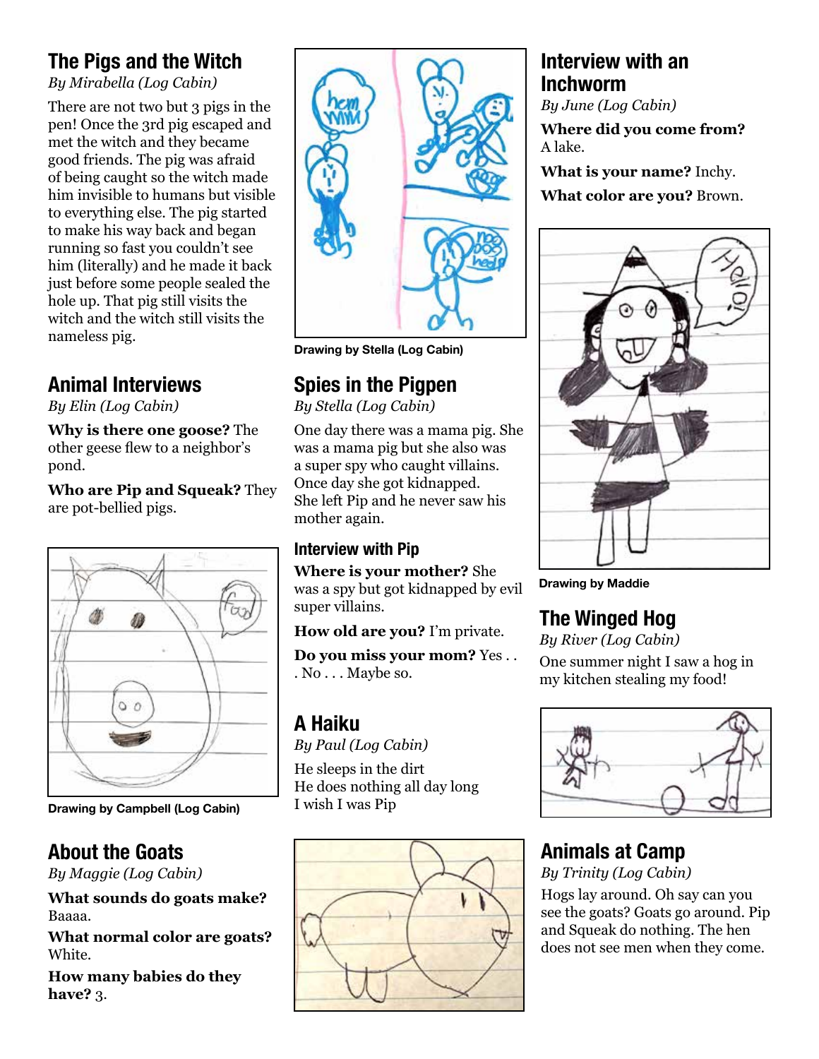## The Pigs and the Witch

*By Mirabella (Log Cabin)*

There are not two but 3 pigs in the pen! Once the 3rd pig escaped and met the witch and they became good friends. The pig was afraid of being caught so the witch made him invisible to humans but visible to everything else. The pig started to make his way back and began running so fast you couldn't see him (literally) and he made it back just before some people sealed the hole up. That pig still visits the witch and the witch still visits the nameless pig.

## Animal Interviews

*By Elin (Log Cabin)*

**Why is there one goose?** The other geese flew to a neighbor's pond.

**Who are Pip and Squeak?** They are pot-bellied pigs.

**Drawing by Campbell (Log Cabin)**

## About the Goats

*By Maggie (Log Cabin)*

**What sounds do goats make?** Baaaa.

**What normal color are goats?** White.

**How many babies do they have?** 3.

**Drawing by Stella (Log Cabin)**

## Spies in the Pigpen

*By Stella (Log Cabin)*

One day there was a mama pig. She was a mama pig but she also was a super spy who caught villains. Once day she got kidnapped. She left Pip and he never saw his mother again.

### Interview with Pip

**Where is your mother?** She was a spy but got kidnapped by evil super villains.

**How old are you?** I'm private.

**Do you miss your mom?** Yes . . . No . . . Maybe so.

## A Haiku

*By Paul (Log Cabin)*

He sleeps in the dirt
He does nothing all day long
I wish I was Pip

## Interview with an Inchworm

*By June (Log Cabin)*

**Where did you come from?** A lake.

**What is your name?** Inchy.

**What color are you?** Brown.

**Drawing by Maddie**

## The Winged Hog

*By River (Log Cabin)*

One summer night I saw a hog in my kitchen stealing my food!

## Animals at Camp

*By Trinity (Log Cabin)*

Hogs lay around. Oh say can you see the goats? Goats go around. Pip and Squeak do nothing. The hen does not see men when they come.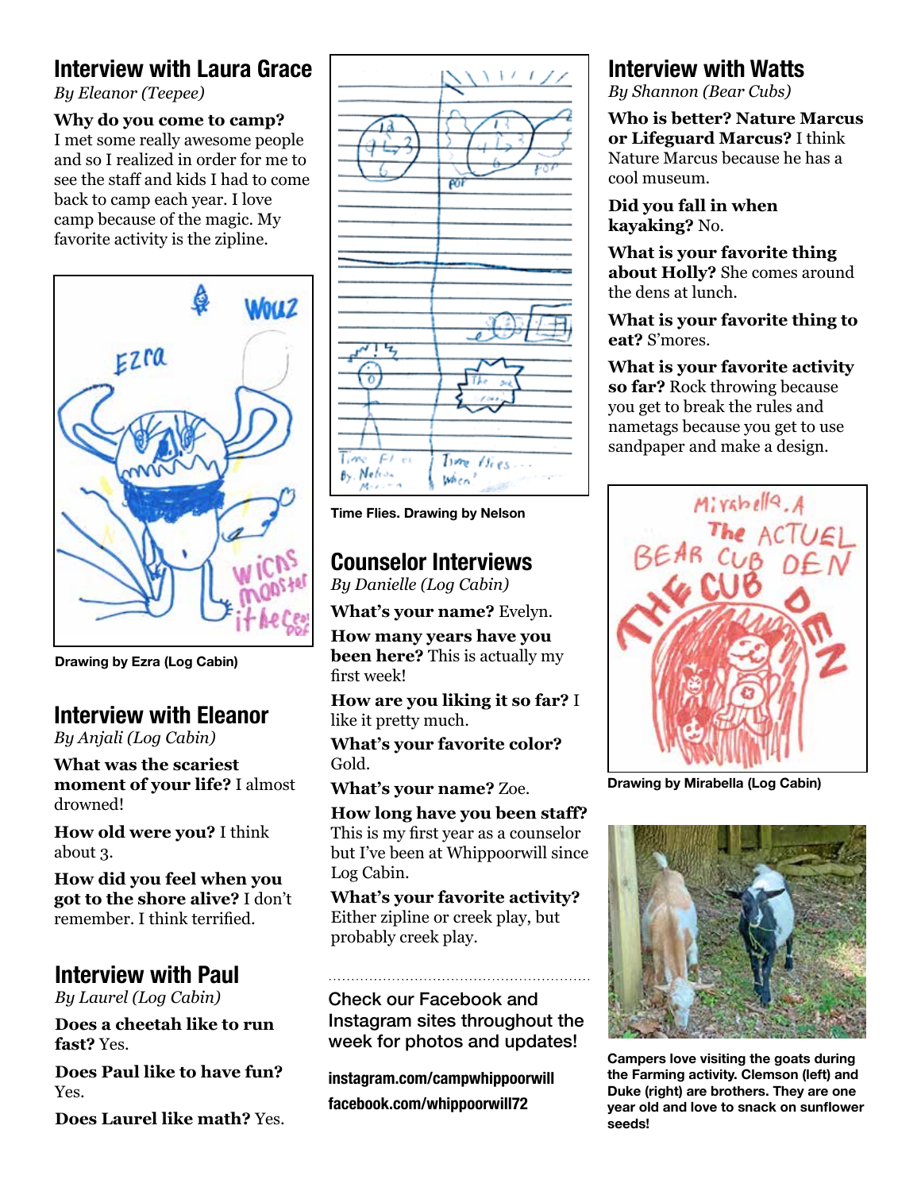## Interview with Laura Grace

*By Eleanor (Teepee)*

**Why do you come to camp?** I met some really awesome people and so I realized in order for me to see the staff and kids I had to come back to camp each year. I love camp because of the magic. My favorite activity is the zipline.

Drawing by Ezra (Log Cabin)

## Interview with Eleanor

*By Anjali (Log Cabin)*

**What was the scariest moment of your life?** I almost drowned!

**How old were you?** I think about 3.

**How did you feel when you got to the shore alive?** I don't remember. I think terrified.

## Interview with Paul

*By Laurel (Log Cabin)*

**Does a cheetah like to run fast?** Yes.

**Does Paul like to have fun?** Yes.

**Does Laurel like math?** Yes.

Time Flies. Drawing by Nelson

## Counselor Interviews

*By Danielle (Log Cabin)*

**What's your name?** Evelyn.

**How many years have you been here?** This is actually my first week!

**How are you liking it so far?** I like it pretty much.

**What's your favorite color?** Gold.

**What's your name?** Zoe.

**How long have you been staff?** This is my first year as a counselor but I've been at Whippoorwill since Log Cabin.

**What's your favorite activity?** Either zipline or creek play, but probably creek play.

---

Check our Facebook and Instagram sites throughout the week for photos and updates!

**instagram.com/campwhippoorwill**

**facebook.com/whippoorwill72**

## Interview with Watts

*By Shannon (Bear Cubs)*

**Who is better? Nature Marcus or Lifeguard Marcus?** I think Nature Marcus because he has a cool museum.

**Did you fall in when kayaking?** No.

**What is your favorite thing about Holly?** She comes around the dens at lunch.

**What is your favorite thing to eat?** S'mores.

**What is your favorite activity so far?** Rock throwing because you get to break the rules and nametags because you get to use sandpaper and make a design.

Drawing by Mirabella (Log Cabin)

Campers love visiting the goats during the Farming activity. Clemson (left) and Duke (right) are brothers. They are one year old and love to snack on sunflower seeds!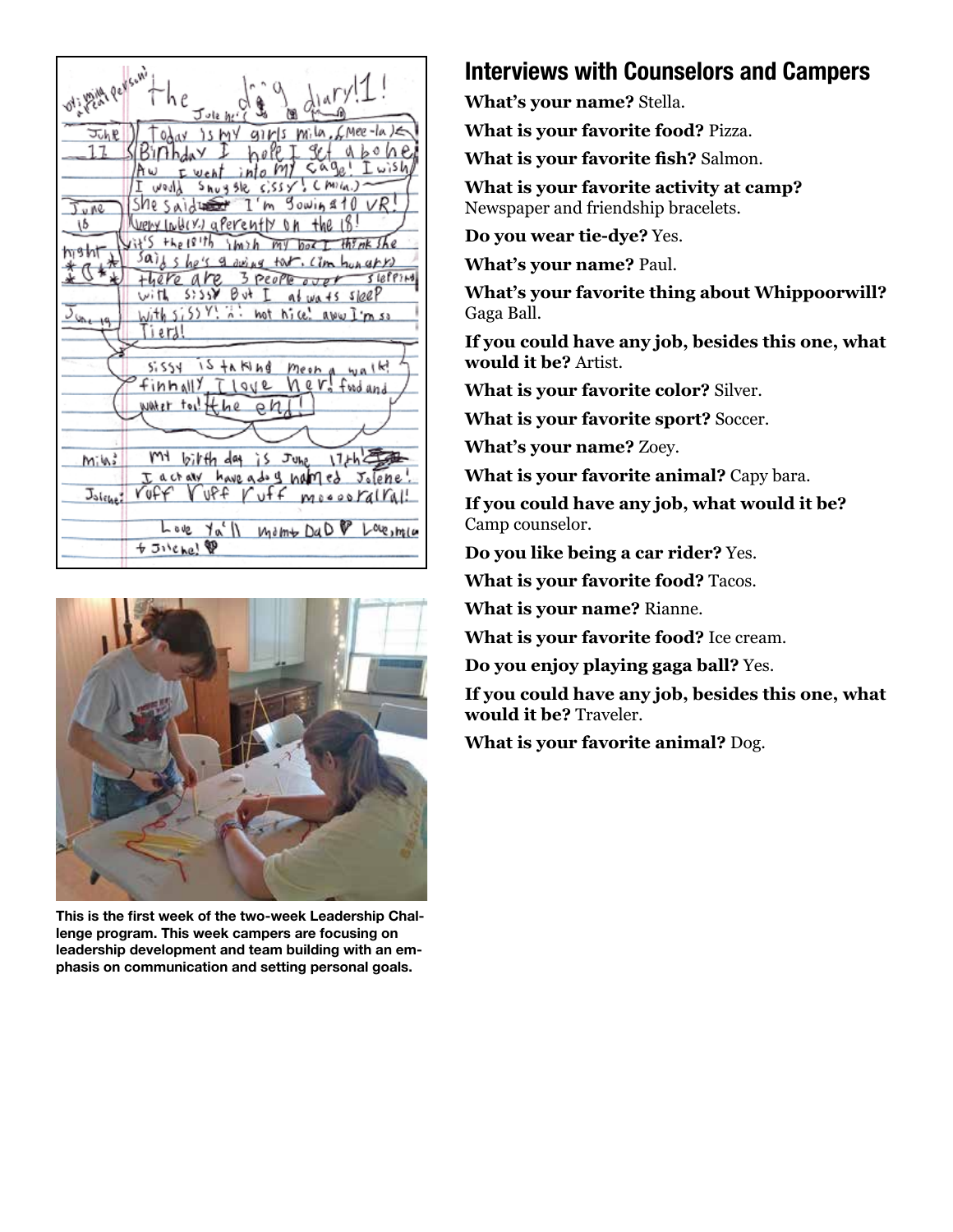This is the first week of the two-week Leadership Challenge program. This week campers are focusing on leadership development and team building with an emphasis on communication and setting personal goals.

## Interviews with Counselors and Campers

**What's your name?** Stella.

**What is your favorite food?** Pizza.

**What is your favorite fish?** Salmon.

**What is your favorite activity at camp?** Newspaper and friendship bracelets.

**Do you wear tie-dye?** Yes.

**What's your name?** Paul.

**What's your favorite thing about Whippoorwill?** Gaga Ball.

**If you could have any job, besides this one, what would it be?** Artist.

**What is your favorite color?** Silver.

**What is your favorite sport?** Soccer.

**What's your name?** Zoey.

**What is your favorite animal?** Capy bara.

**If you could have any job, what would it be?** Camp counselor.

**Do you like being a car rider?** Yes.

**What is your favorite food?** Tacos.

**What is your name?** Rianne.

**What is your favorite food?** Ice cream.

**Do you enjoy playing gaga ball?** Yes.

**If you could have any job, besides this one, what would it be?** Traveler.

**What is your favorite animal?** Dog.